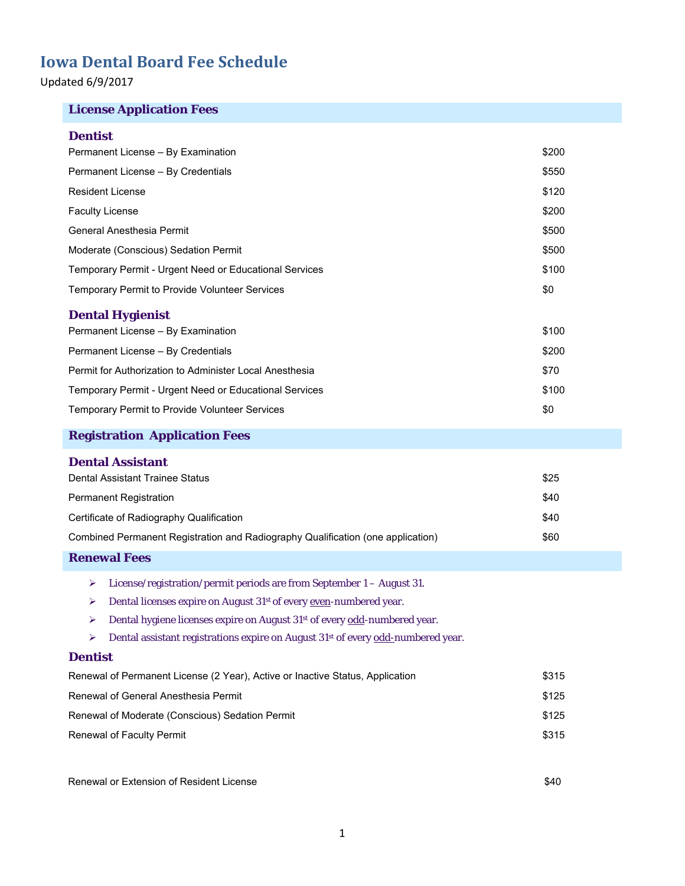# Iowa Dental Board Fee Schedule

Updated 6/9/2017

## License Application Fees

### Dentist

| | |
|---|---|
| Permanent License – By Examination | $200 |
| Permanent License – By Credentials | $550 |
| Resident License | $120 |
| Faculty License | $200 |
| General Anesthesia Permit | $500 |
| Moderate (Conscious) Sedation Permit | $500 |
| Temporary Permit - Urgent Need or Educational Services | $100 |
| Temporary Permit to Provide Volunteer Services | $0 |

### Dental Hygienist

| | |
|---|---|
| Permanent License – By Examination | $100 |
| Permanent License – By Credentials | $200 |
| Permit for Authorization to Administer Local Anesthesia | $70 |
| Temporary Permit - Urgent Need or Educational Services | $100 |
| Temporary Permit to Provide Volunteer Services | $0 |

## Registration Application Fees

### Dental Assistant

| | |
|---|---|
| Dental Assistant Trainee Status | $25 |
| Permanent Registration | $40 |
| Certificate of Radiography Qualification | $40 |
| Combined Permanent Registration and Radiography Qualification (one application) | $60 |

## Renewal Fees

- License/registration/permit periods are from September 1 – August 31.
- Dental licenses expire on August 31st of every even-numbered year.
- Dental hygiene licenses expire on August 31st of every odd-numbered year.
- Dental assistant registrations expire on August 31st of every odd-numbered year.

### Dentist

| | |
|---|---|
| Renewal of Permanent License (2 Year), Active or Inactive Status, Application | $315 |
| Renewal of General Anesthesia Permit | $125 |
| Renewal of Moderate (Conscious) Sedation Permit | $125 |
| Renewal of Faculty Permit | $315 |
| Renewal or Extension of Resident License | $40 |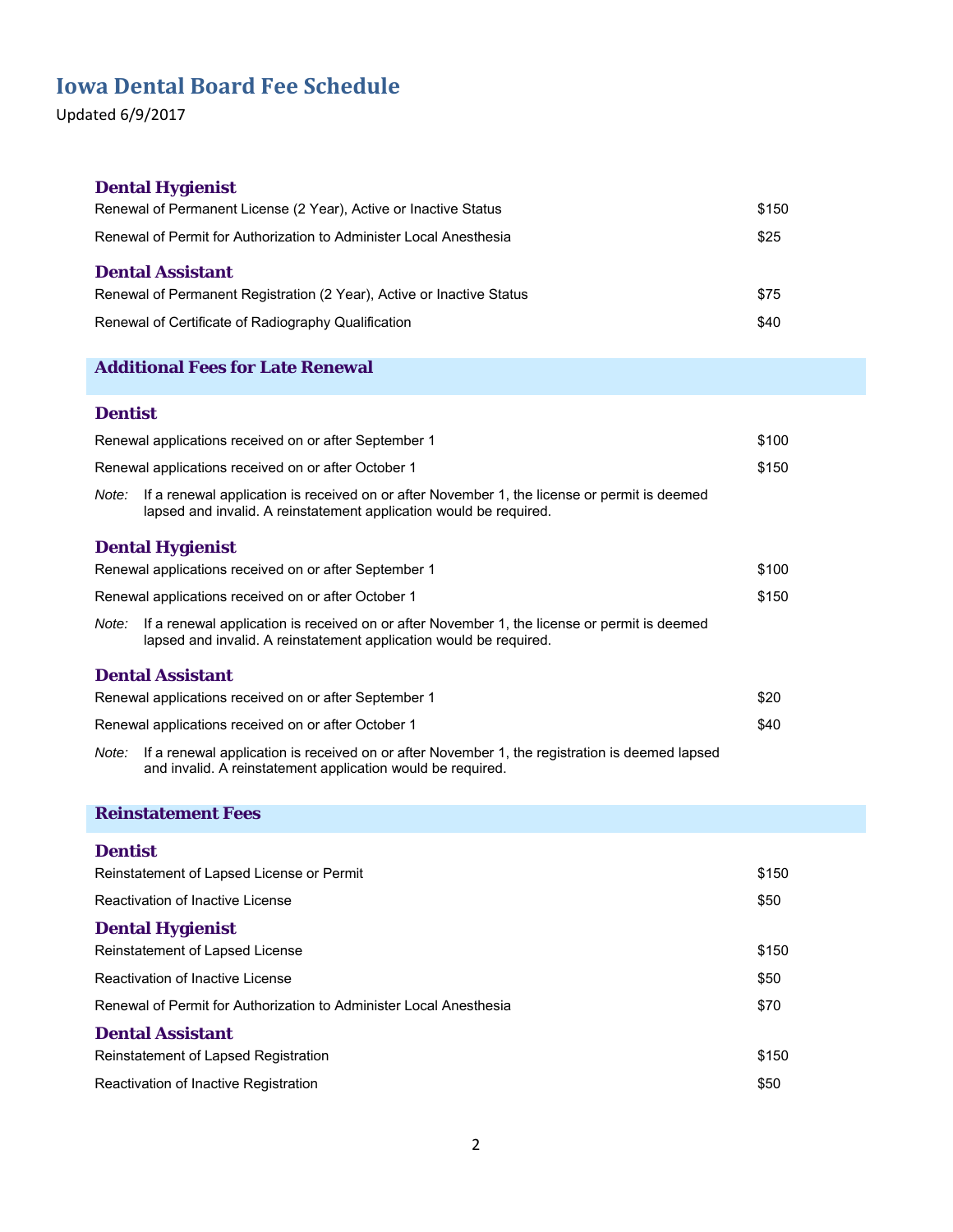# Iowa Dental Board Fee Schedule

Updated 6/9/2017

### Dental Hygienist

| | |
|---|---|
| Renewal of Permanent License (2 Year), Active or Inactive Status | $150 |
| Renewal of Permit for Authorization to Administer Local Anesthesia | $25 |

### Dental Assistant

| | |
|---|---|
| Renewal of Permanent Registration (2 Year), Active or Inactive Status | $75 |
| Renewal of Certificate of Radiography Qualification | $40 |

## Additional Fees for Late Renewal

### Dentist

| | |
|---|---|
| Renewal applications received on or after September 1 | $100 |
| Renewal applications received on or after October 1 | $150 |

*Note:* If a renewal application is received on or after November 1, the license or permit is deemed lapsed and invalid. A reinstatement application would be required.

### Dental Hygienist

| | |
|---|---|
| Renewal applications received on or after September 1 | $100 |
| Renewal applications received on or after October 1 | $150 |

*Note:* If a renewal application is received on or after November 1, the license or permit is deemed lapsed and invalid. A reinstatement application would be required.

### Dental Assistant

| | |
|---|---|
| Renewal applications received on or after September 1 | $20 |
| Renewal applications received on or after October 1 | $40 |

*Note:* If a renewal application is received on or after November 1, the registration is deemed lapsed and invalid. A reinstatement application would be required.

## Reinstatement Fees

### Dentist

| | |
|---|---|
| Reinstatement of Lapsed License or Permit | $150 |
| Reactivation of Inactive License | $50 |

### Dental Hygienist

| | |
|---|---|
| Reinstatement of Lapsed License | $150 |
| Reactivation of Inactive License | $50 |
| Renewal of Permit for Authorization to Administer Local Anesthesia | $70 |

### Dental Assistant

| | |
|---|---|
| Reinstatement of Lapsed Registration | $150 |
| Reactivation of Inactive Registration | $50 |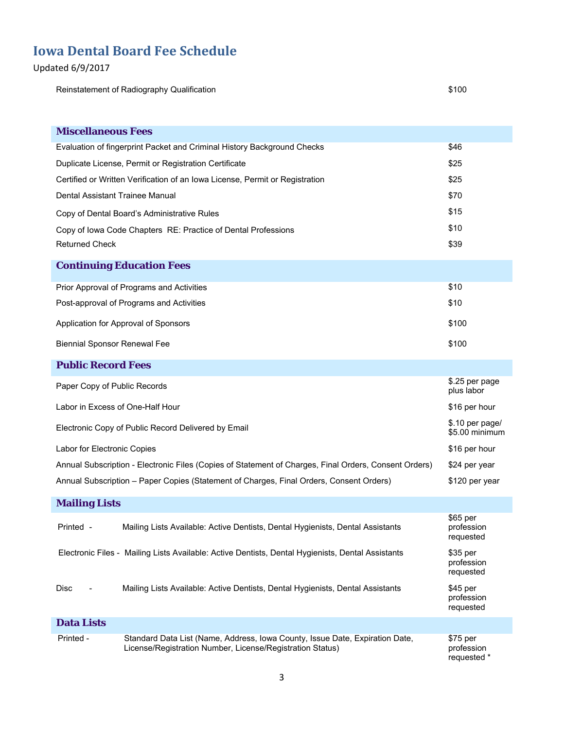# Iowa Dental Board Fee Schedule

Updated 6/9/2017

| | |
|---|---|
| Reinstatement of Radiography Qualification | $100 |

## Miscellaneous Fees

| | |
|---|---|
| Evaluation of fingerprint Packet and Criminal History Background Checks | $46 |
| Duplicate License, Permit or Registration Certificate | $25 |
| Certified or Written Verification of an Iowa License, Permit or Registration | $25 |
| Dental Assistant Trainee Manual | $70 |
| Copy of Dental Board's Administrative Rules | $15 |
| Copy of Iowa Code Chapters RE: Practice of Dental Professions | $10 |
| Returned Check | $39 |

## Continuing Education Fees

| | |
|---|---|
| Prior Approval of Programs and Activities | $10 |
| Post-approval of Programs and Activities | $10 |
| Application for Approval of Sponsors | $100 |
| Biennial Sponsor Renewal Fee | $100 |

## Public Record Fees

| | |
|---|---|
| Paper Copy of Public Records | $.25 per page plus labor |
| Labor in Excess of One-Half Hour | $16 per hour |
| Electronic Copy of Public Record Delivered by Email | $.10 per page/ $5.00 minimum |
| Labor for Electronic Copies | $16 per hour |
| Annual Subscription - Electronic Files (Copies of Statement of Charges, Final Orders, Consent Orders) | $24 per year |
| Annual Subscription – Paper Copies (Statement of Charges, Final Orders, Consent Orders) | $120 per year |

## Mailing Lists

| | | |
|---|---|---|
| Printed - | Mailing Lists Available: Active Dentists, Dental Hygienists, Dental Assistants | $65 per profession requested |
| Electronic Files - | Mailing Lists Available: Active Dentists, Dental Hygienists, Dental Assistants | $35 per profession requested |
| Disc - | Mailing Lists Available: Active Dentists, Dental Hygienists, Dental Assistants | $45 per profession requested |

## Data Lists

| | | |
|---|---|---|
| Printed - | Standard Data List (Name, Address, Iowa County, Issue Date, Expiration Date, License/Registration Number, License/Registration Status) | $75 per profession requested * |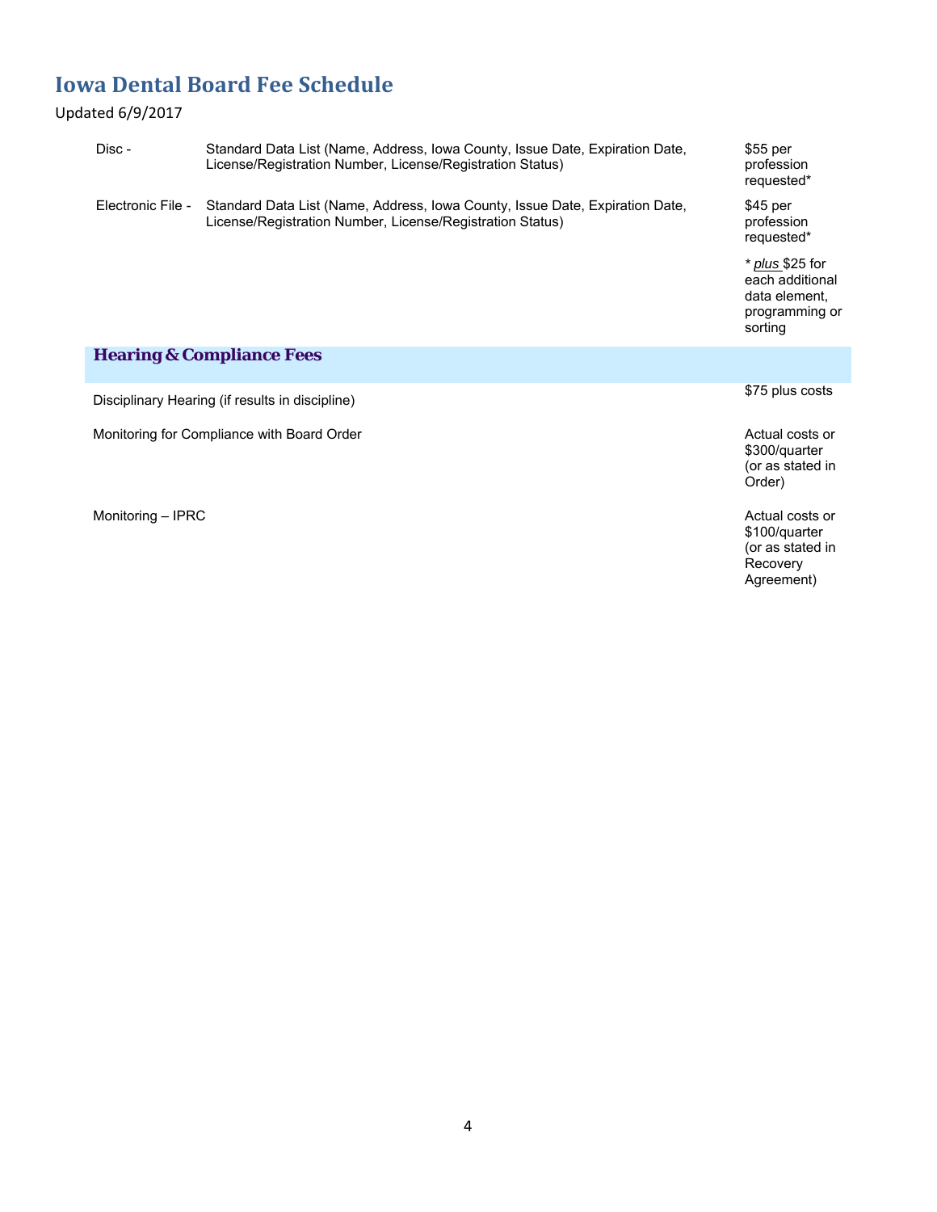# Iowa Dental Board Fee Schedule

Updated 6/9/2017

| | | |
|---|---|---|
| Disc - | Standard Data List (Name, Address, Iowa County, Issue Date, Expiration Date, License/Registration Number, License/Registration Status) | $55 per profession requested* |
| Electronic File - | Standard Data List (Name, Address, Iowa County, Issue Date, Expiration Date, License/Registration Number, License/Registration Status) | $45 per profession requested* |
| | | * *plus* $25 for each additional data element, programming or sorting |

## Hearing & Compliance Fees

| | |
|---|---|
| Disciplinary Hearing (if results in discipline) | $75 plus costs |
| Monitoring for Compliance with Board Order | Actual costs or $300/quarter (or as stated in Order) |
| Monitoring – IPRC | Actual costs or $100/quarter (or as stated in Recovery Agreement) |